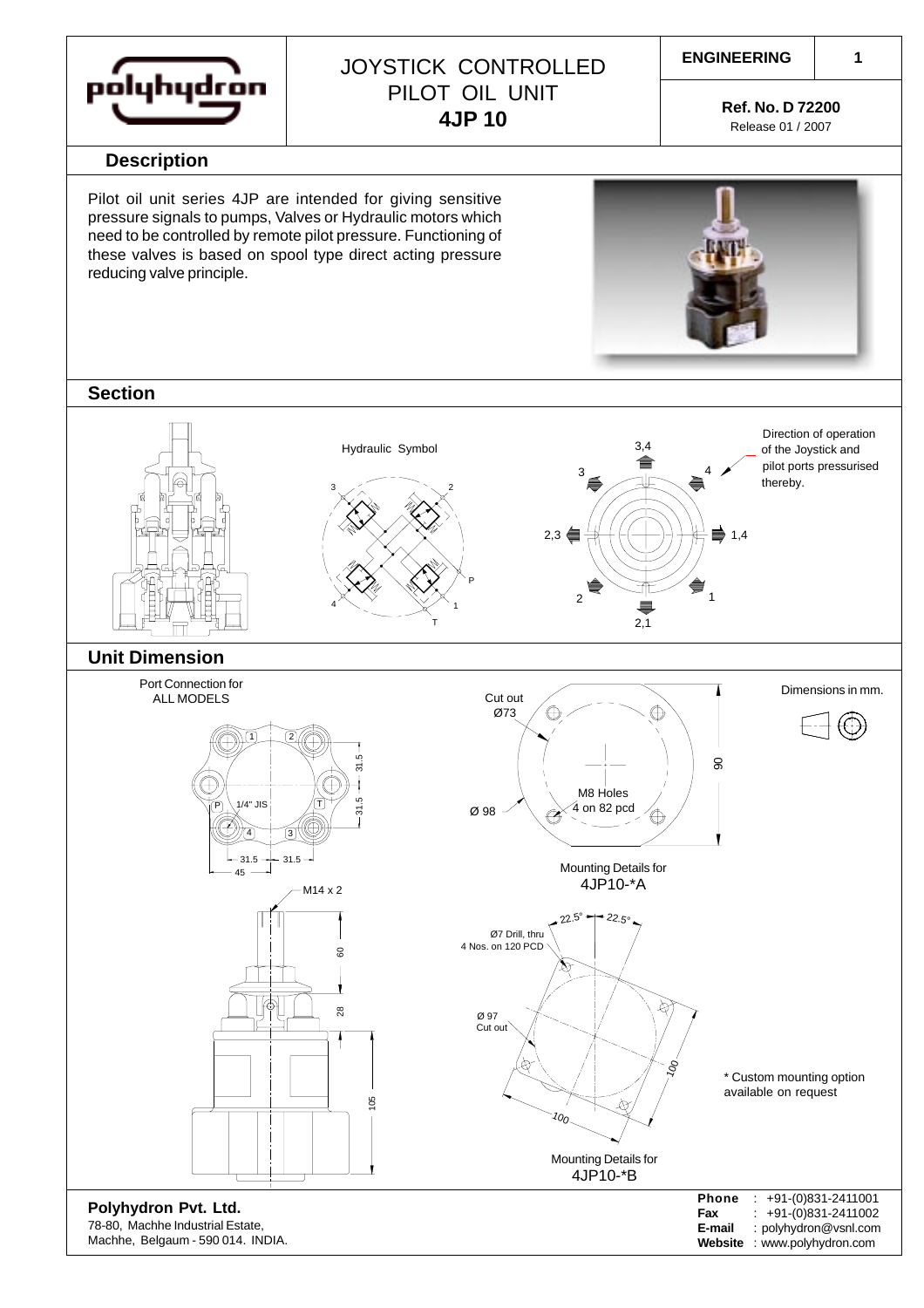# JOYSTICK CONTROLLED PILOT OIL UNIT **4JP 10**

**ENGINEERING**

**Ref. No. D 72200**
Release 01 / 2007

## Description

Pilot oil unit series 4JP are intended for giving sensitive pressure signals to pumps, Valves or Hydraulic motors which need to be controlled by remote pilot pressure. Functioning of these valves is based on spool type direct acting pressure reducing valve principle.

## Section

Hydraulic Symbol

3, 2, P, 4, 1, T

3,4 — 3 — 4 — 2,3 — 1,4 — 2 — 1 — 2,1

Direction of operation of the Joystick and pilot ports pressurised thereby.

## Unit Dimension

Port Connection for ALL MODELS

1, 2, P, 1/4" JIS, T, 4, 3

31.5, 31.5, 31.5, 31.5, 45

M14 x 2

60, 28, 105

Cut out Ø73

Ø 98

M8 Holes 4 on 82 pcd

90

Mounting Details for 4JP10-*A

22.5°, 22.5°

Ø7 Drill, thru 4 Nos. on 120 PCD

Ø 97 Cut out

100, 100

Mounting Details for 4JP10-*B

Dimensions in mm.

* Custom mounting option available on request

**Polyhydron Pvt. Ltd.**
78-80, Machhe Industrial Estate,
Machhe, Belgaum - 590 014. INDIA.

**Phone** : +91-(0)831-2411001
**Fax** : +91-(0)831-2411002
**E-mail** : polyhydron@vsnl.com
**Website** : www.polyhydron.com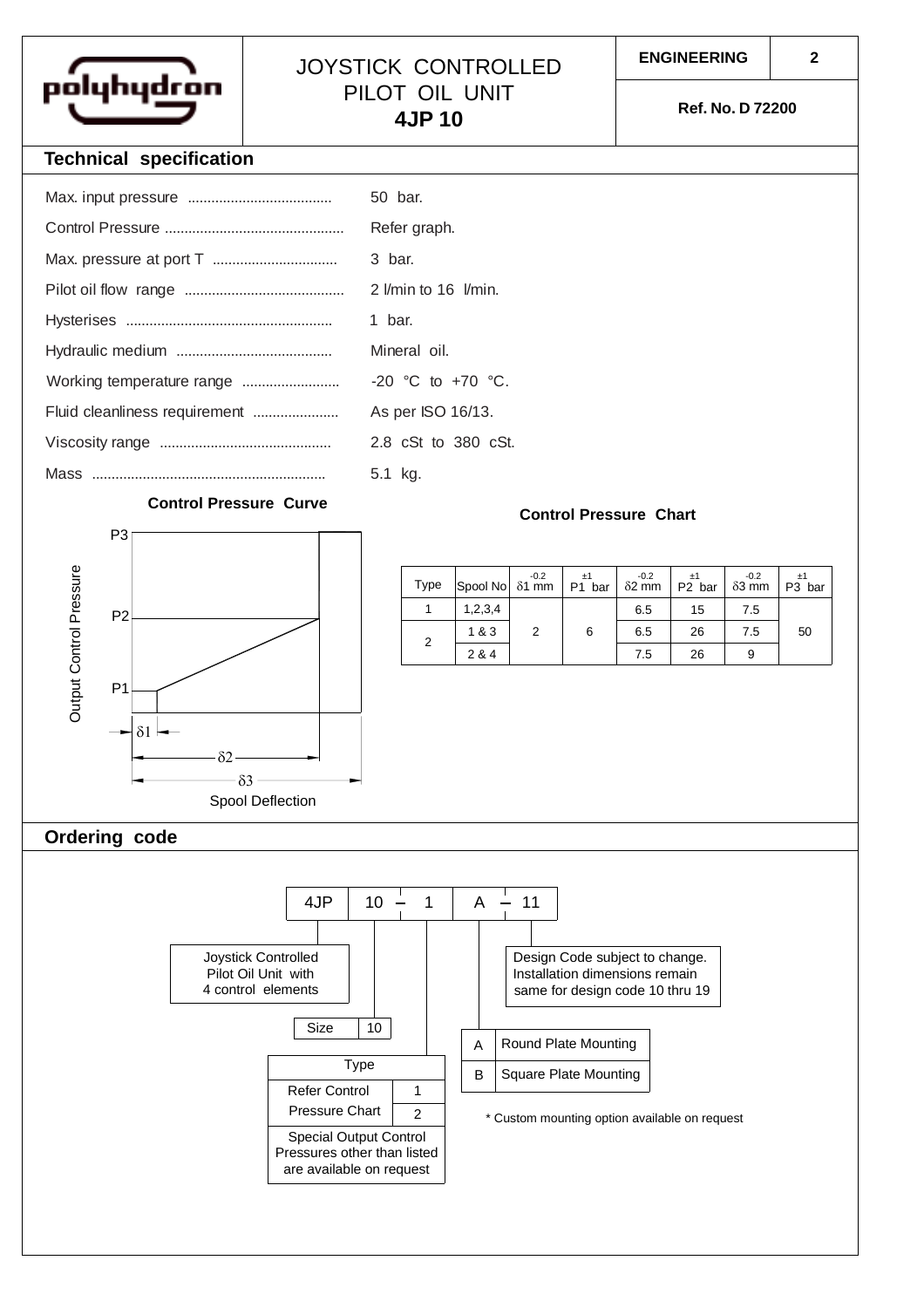# JOYSTICK CONTROLLED PILOT OIL UNIT **4JP 10**

**ENGINEERING** | **Ref. No. D 72200**

## Technical specification

| | |
|---|---|
| Max. input pressure | 50 bar. |
| Control Pressure | Refer graph. |
| Max. pressure at port T | 3 bar. |
| Pilot oil flow range | 2 l/min to 16 l/min. |
| Hysterises | 1 bar. |
| Hydraulic medium | Mineral oil. |
| Working temperature range | -20 °C to +70 °C. |
| Fluid cleanliness requirement | As per ISO 16/13. |
| Viscosity range | 2.8 cSt to 380 cSt. |
| Mass | 5.1 kg. |

### Control Pressure Curve

Output Control Pressure (P1, P2, P3) vs. Spoool Deflection ($\delta1$, $\delta2$, $\delta3$)

Spool Deflection

### Control Pressure Chart

| Type | Spool No | $\delta1$ mm ($^{-0.2}$) | P1 bar (±1) | $\delta2$ mm ($^{-0.2}$) | P2 bar (±1) | $\delta3$ mm ($^{-0.2}$) | P3 bar (±1) |
|---|---|---|---|---|---|---|---|
| 1 | 1,2,3,4 | 2 | 6 | 6.5 | 15 | 7.5 | 50 |
| 2 | 1 & 3 | | | 6.5 | 26 | 7.5 | |
| | 2 & 4 | | | 7.5 | 26 | 9 | |

## Ordering code

**4JP | 10 – 1 | A – 11**

- **4JP**: Joystick Controlled Pilot Oil Unit with 4 control elements
- **10**: Size 10
- **1**: Type

| Type | |
|---|---|
| Refer Control Pressure Chart | 1 |
| | 2 |

Special Output Control Pressures other than listed are available on request

- **A**: Mounting

| | |
|---|---|
| A | Round Plate Mounting |
| B | Square Plate Mounting |

\* Custom mounting option available on request

- **11**: Design Code subject to change. Installation dimensions remain same for design code 10 thru 19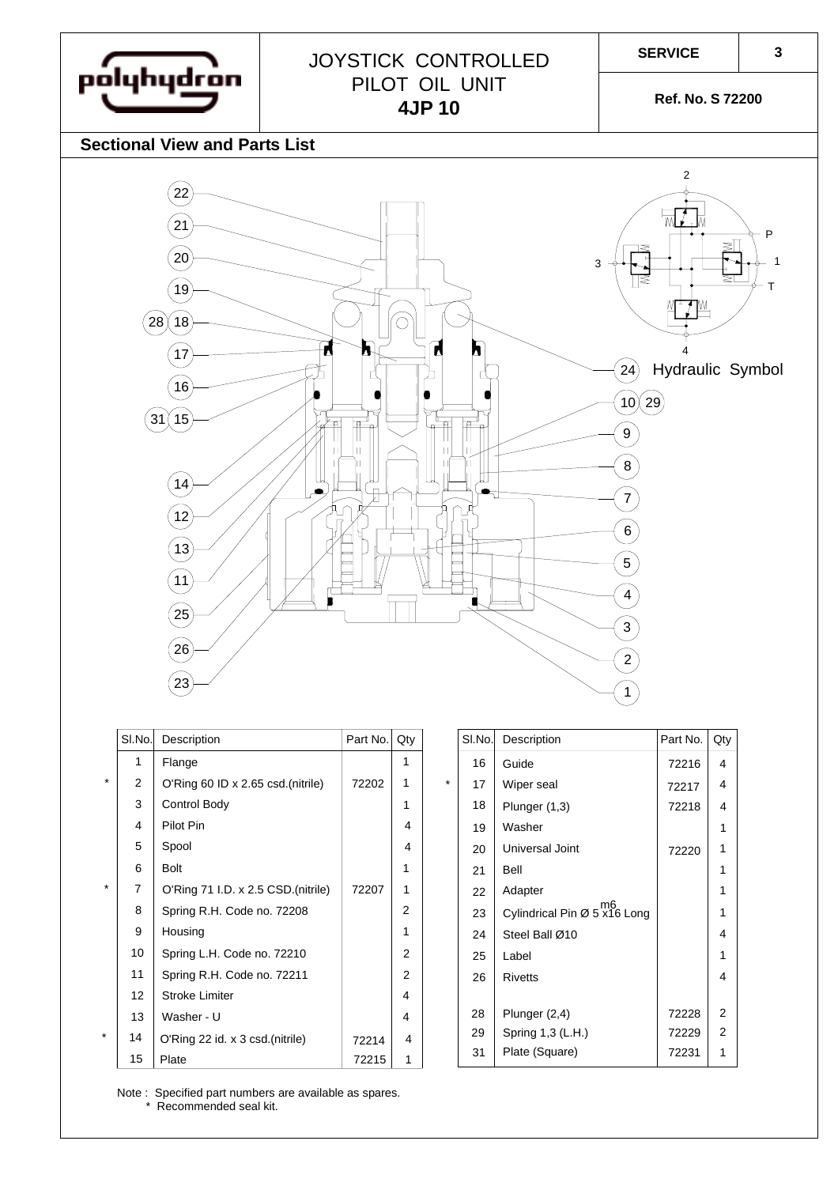# JOYSTICK CONTROLLED PILOT OIL UNIT 4JP 10

**SERVICE** 3

**Ref. No. S 72200**

## Sectional View and Parts List

Hydraulic Symbol

| | Sl.No. | Description | Part No. | Qty |
|---|---|---|---|---|
| | 1 | Flange | | 1 |
| * | 2 | O'Ring 60 ID x 2.65 csd.(nitrile) | 72202 | 1 |
| | 3 | Control Body | | 1 |
| | 4 | Pilot Pin | | 4 |
| | 5 | Spool | | 4 |
| | 6 | Bolt | | 1 |
| * | 7 | O'Ring 71 I.D. x 2.5 CSD.(nitrile) | 72207 | 1 |
| | 8 | Spring R.H. Code no. 72208 | | 2 |
| | 9 | Housing | | 1 |
| | 10 | Spring L.H. Code no. 72210 | | 2 |
| | 11 | Spring R.H. Code no. 72211 | | 2 |
| | 12 | Stroke Limiter | | 4 |
| | 13 | Washer - U | | 4 |
| * | 14 | O'Ring 22 id. x 3 csd.(nitrile) | 72214 | 4 |
| | 15 | Plate | 72215 | 1 |

| | Sl.No. | Description | Part No. | Qty |
|---|---|---|---|---|
| | 16 | Guide | 72216 | 4 |
| * | 17 | Wiper seal | 72217 | 4 |
| | 18 | Plunger (1,3) | 72218 | 4 |
| | 19 | Washer | | 1 |
| | 20 | Universal Joint | 72220 | 1 |
| | 21 | Bell | | 1 |
| | 22 | Adapter | | 1 |
| | 23 | Cylindrical Pin Ø 5 m6 x16 Long | | 1 |
| | 24 | Steel Ball Ø10 | | 4 |
| | 25 | Label | | 1 |
| | 26 | Rivetts | | 4 |
| | 28 | Plunger (2,4) | 72228 | 2 |
| | 29 | Spring 1,3 (L.H.) | 72229 | 2 |
| | 31 | Plate (Square) | 72231 | 1 |

Note : Specified part numbers are available as spares.
\* Recommended seal kit.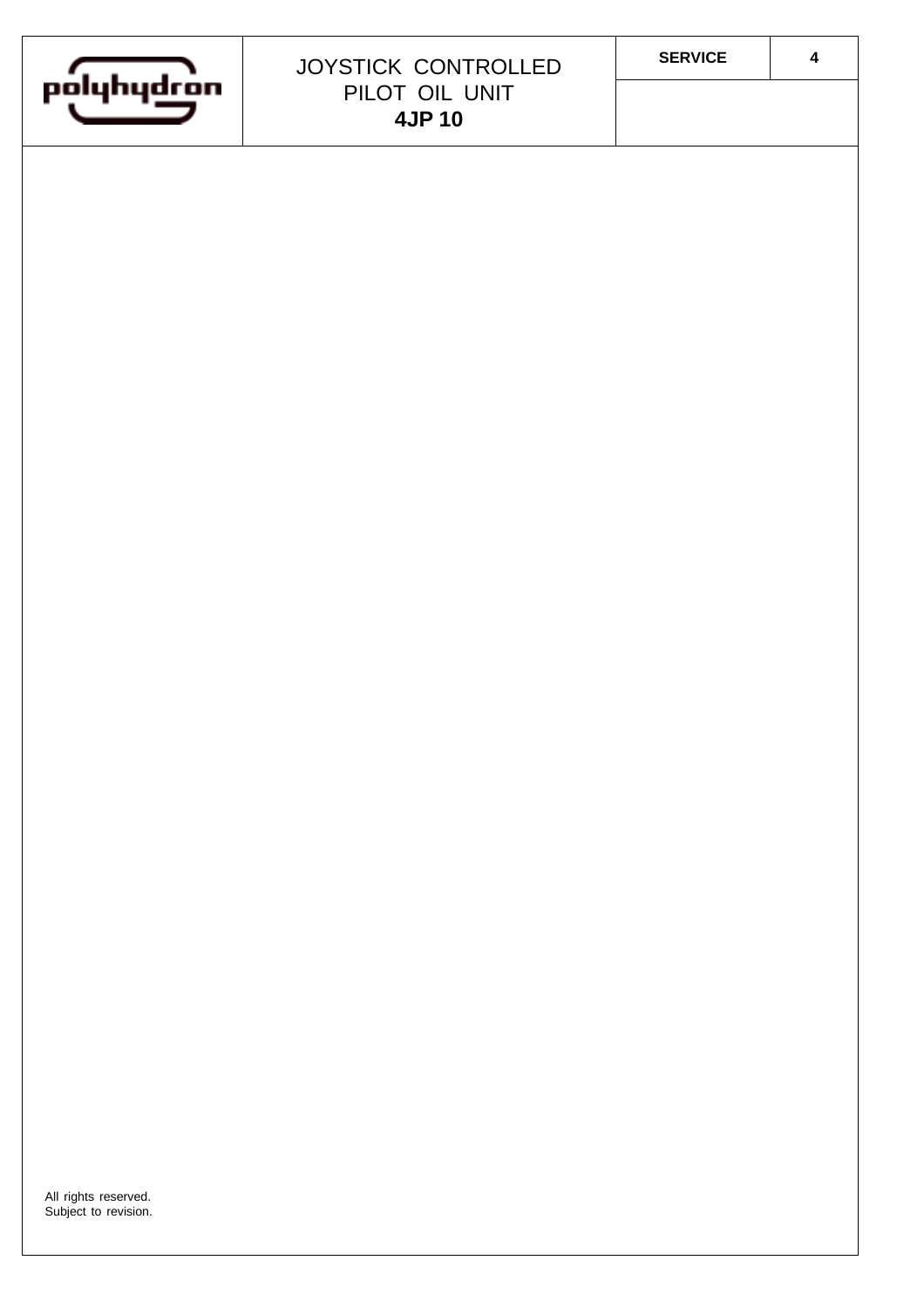All rights reserved.
Subject to revision.